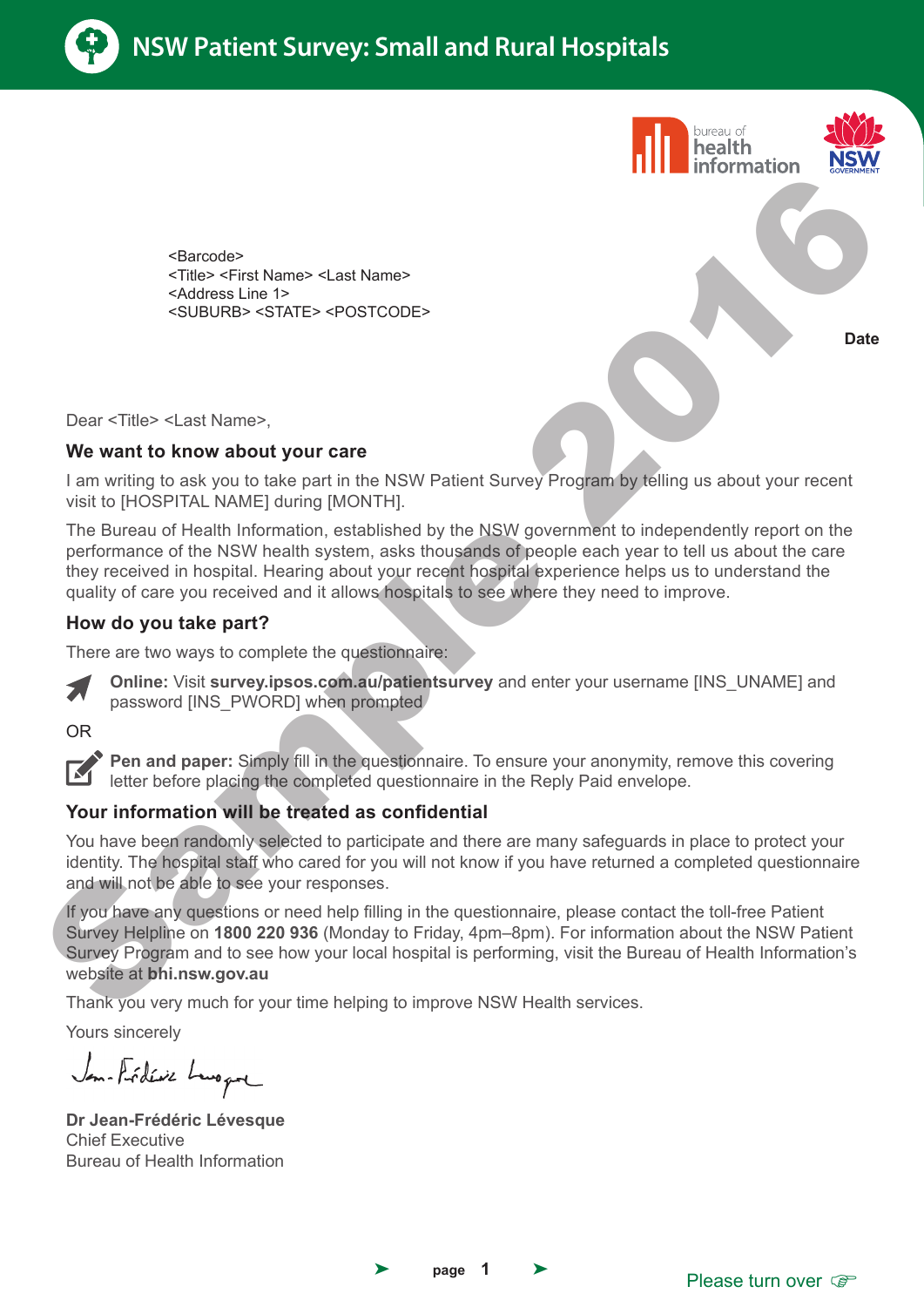# NSW Patient Survey: Small and Rural Hospitals

bureau of health information

NSW GOVERNMENT

<Barcode>
<Title> <First Name> <Last Name>
<Address Line 1>
<SUBURB> <STATE> <POSTCODE>

**Date**

Dear <Title> <Last Name>,

### We want to know about your care

I am writing to ask you to take part in the NSW Patient Survey Program by telling us about your recent visit to [HOSPITAL NAME] during [MONTH].

The Bureau of Health Information, established by the NSW government to independently report on the performance of the NSW health system, asks thousands of people each year to tell us about the care they received in hospital. Hearing about your recent hospital experience helps us to understand the quality of care you received and it allows hospitals to see where they need to improve.

### How do you take part?

There are two ways to complete the questionnaire:

**Online:** Visit **survey.ipsos.com.au/patientsurvey** and enter your username [INS_UNAME] and password [INS_PWORD] when prompted

OR

**Pen and paper:** Simply fill in the questionnaire. To ensure your anonymity, remove this covering letter before placing the completed questionnaire in the Reply Paid envelope.

### Your information will be treated as confidential

You have been randomly selected to participate and there are many safeguards in place to protect your identity. The hospital staff who cared for you will not know if you have returned a completed questionnaire and will not be able to see your responses.

If you have any questions or need help filling in the questionnaire, please contact the toll-free Patient Survey Helpline on **1800 220 936** (Monday to Friday, 4pm–8pm). For information about the NSW Patient Survey Program and to see how your local hospital is performing, visit the Bureau of Health Information's website at **bhi.nsw.gov.au**

Thank you very much for your time helping to improve NSW Health services.

Yours sincerely

**Dr Jean-Frédéric Lévesque**
Chief Executive
Bureau of Health Information

Please turn over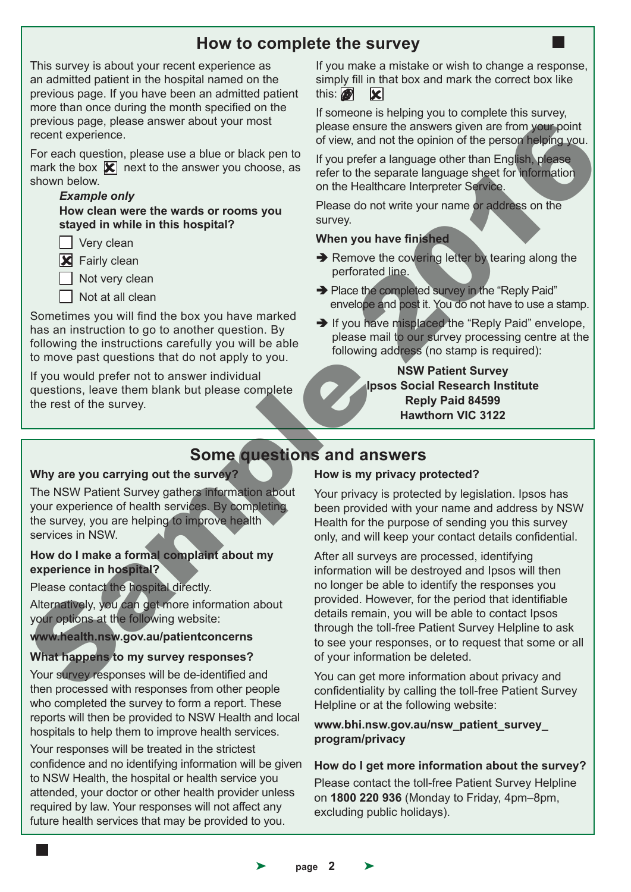## How to complete the survey

This survey is about your recent experience as an admitted patient in the hospital named on the previous page. If you have been an admitted patient more than once during the month specified on the previous page, please answer about your most recent experience.

For each question, please use a blue or black pen to mark the box ☒ next to the answer you choose, as shown below.

***Example only***

**How clean were the wards or rooms you stayed in while in this hospital?**

- ☐ Very clean
- ☒ Fairly clean
- ☐ Not very clean
- ☐ Not at all clean

Sometimes you will find the box you have marked has an instruction to go to another question. By following the instructions carefully you will be able to move past questions that do not apply to you.

If you would prefer not to answer individual questions, leave them blank but please complete the rest of the survey.

If you make a mistake or wish to change a response, simply fill in that box and mark the correct box like this: ■ ☒

If someone is helping you to complete this survey, please ensure the answers given are from your point of view, and not the opinion of the person helping you.

If you prefer a language other than English, please refer to the separate language sheet for information on the Healthcare Interpreter Service.

Please do not write your name or address on the survey.

**When you have finished**

- ➔ Remove the covering letter by tearing along the perforated line.
- ➔ Place the completed survey in the "Reply Paid" envelope and post it. You do not have to use a stamp.
- ➔ If you have misplaced the "Reply Paid" envelope, please mail to our survey processing centre at the following address (no stamp is required):

**NSW Patient Survey**
**Ipsos Social Research Institute**
**Reply Paid 84599**
**Hawthorn VIC 3122**

## Some questions and answers

**Why are you carrying out the survey?**

The NSW Patient Survey gathers information about your experience of health services. By completing the survey, you are helping to improve health services in NSW.

**How do I make a formal complaint about my experience in hospital?**

Please contact the hospital directly.

Alternatively, you can get more information about your options at the following website:

**www.health.nsw.gov.au/patientconcerns**

**What happens to my survey responses?**

Your survey responses will be de-identified and then processed with responses from other people who completed the survey to form a report. These reports will then be provided to NSW Health and local hospitals to help them to improve health services.

Your responses will be treated in the strictest confidence and no identifying information will be given to NSW Health, the hospital or health service you attended, your doctor or other health provider unless required by law. Your responses will not affect any future health services that may be provided to you.

**How is my privacy protected?**

Your privacy is protected by legislation. Ipsos has been provided with your name and address by NSW Health for the purpose of sending you this survey only, and will keep your contact details confidential.

After all surveys are processed, identifying information will be destroyed and Ipsos will then no longer be able to identify the responses you provided. However, for the period that identifiable details remain, you will be able to contact Ipsos through the toll-free Patient Survey Helpline to ask to see your responses, or to request that some or all of your information be deleted.

You can get more information about privacy and confidentiality by calling the toll-free Patient Survey Helpline or at the following website:

**www.bhi.nsw.gov.au/nsw_patient_survey_program/privacy**

**How do I get more information about the survey?**

Please contact the toll-free Patient Survey Helpline on **1800 220 936** (Monday to Friday, 4pm–8pm, excluding public holidays).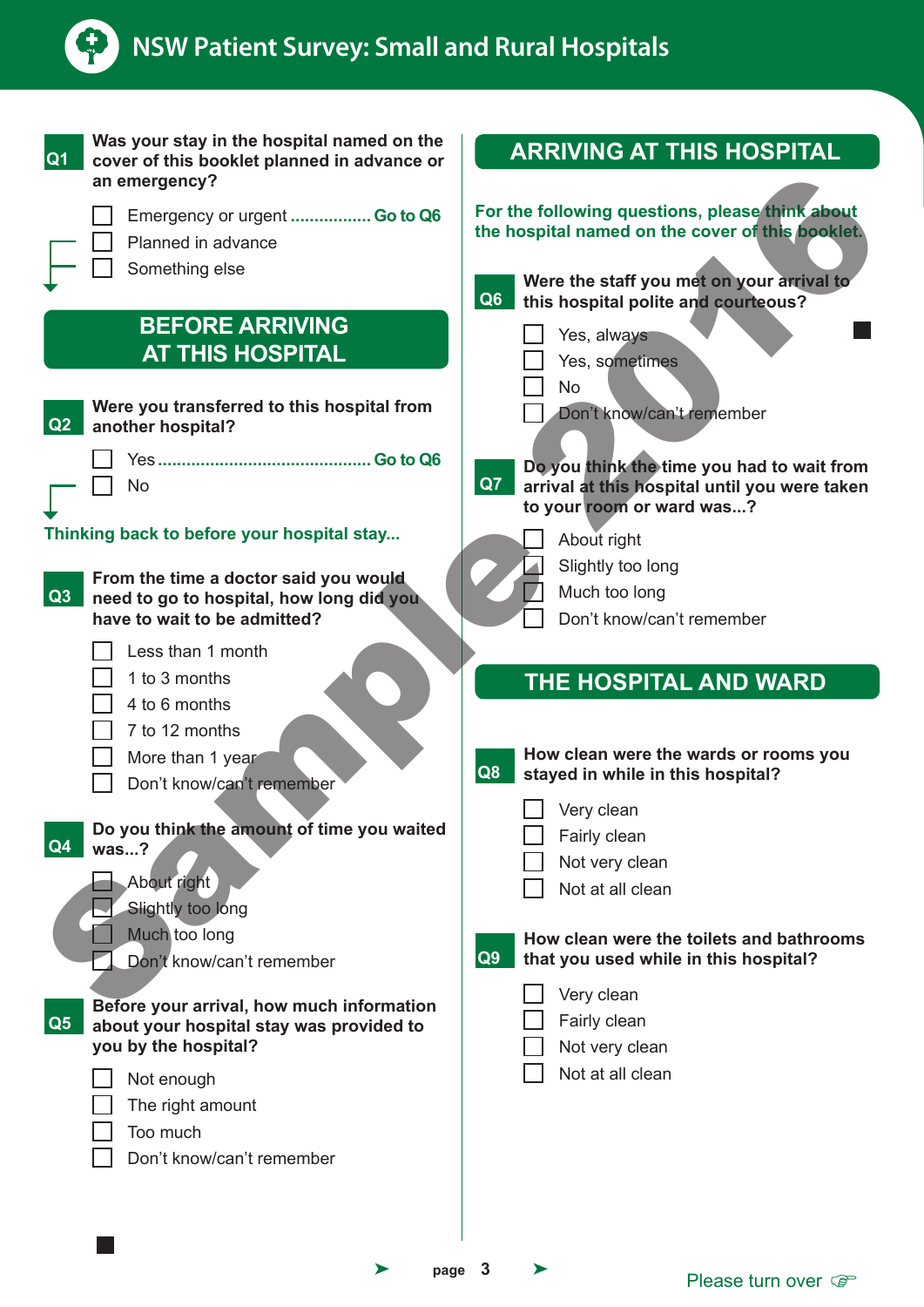# NSW Patient Survey: Small and Rural Hospitals

**Q1** **Was your stay in the hospital named on the cover of this booklet planned in advance or an emergency?**

- ☐ Emergency or urgent ................. **Go to Q6**
- ☐ Planned in advance
- ☐ Something else

## BEFORE ARRIVING AT THIS HOSPITAL

**Q2** **Were you transferred to this hospital from another hospital?**

- ☐ Yes ............................................. **Go to Q6**
- ☐ No

**Thinking back to before your hospital stay...**

**Q3** **From the time a doctor said you would need to go to hospital, how long did you have to wait to be admitted?**

- ☐ Less than 1 month
- ☐ 1 to 3 months
- ☐ 4 to 6 months
- ☐ 7 to 12 months
- ☐ More than 1 year
- ☐ Don't know/can't remember

**Q4** **Do you think the amount of time you waited was...?**

- ☐ About right
- ☐ Slightly too long
- ☐ Much too long
- ☐ Don't know/can't remember

**Q5** **Before your arrival, how much information about your hospital stay was provided to you by the hospital?**

- ☐ Not enough
- ☐ The right amount
- ☐ Too much
- ☐ Don't know/can't remember

## ARRIVING AT THIS HOSPITAL

**For the following questions, please think about the hospital named on the cover of this booklet.**

**Q6** **Were the staff you met on your arrival to this hospital polite and courteous?**

- ☐ Yes, always
- ☐ Yes, sometimes
- ☐ No
- ☐ Don't know/can't remember

**Q7** **Do you think the time you had to wait from arrival at this hospital until you were taken to your room or ward was...?**

- ☐ About right
- ☐ Slightly too long
- ☐ Much too long
- ☐ Don't know/can't remember

## THE HOSPITAL AND WARD

**Q8** **How clean were the wards or rooms you stayed in while in this hospital?**

- ☐ Very clean
- ☐ Fairly clean
- ☐ Not very clean
- ☐ Not at all clean

**Q9** **How clean were the toilets and bathrooms that you used while in this hospital?**

- ☐ Very clean
- ☐ Fairly clean
- ☐ Not very clean
- ☐ Not at all clean

Please turn over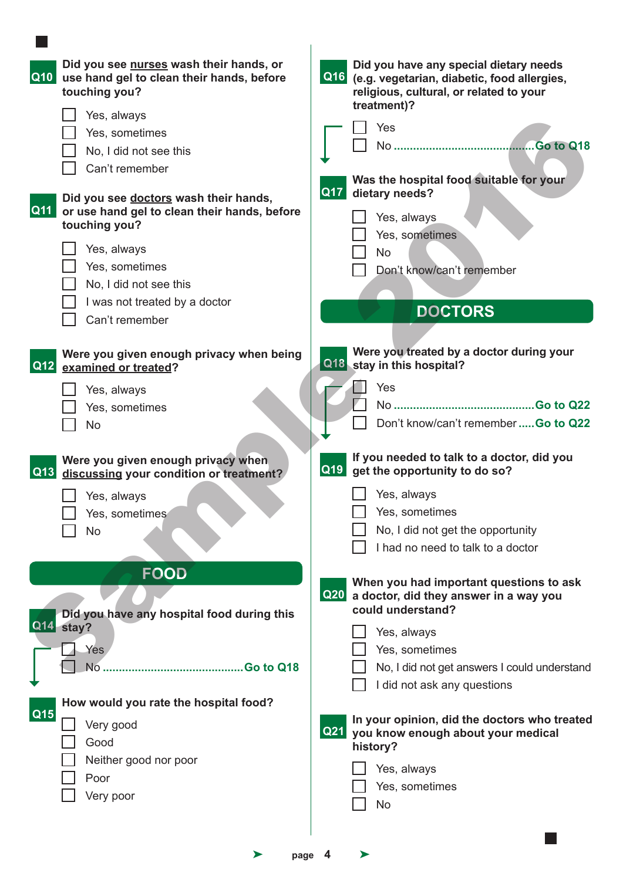**Q10** **Did you see nurses wash their hands, or use hand gel to clean their hands, before touching you?**

- ☐ Yes, always
- ☐ Yes, sometimes
- ☐ No, I did not see this
- ☐ Can't remember

**Q11** **Did you see doctors wash their hands, or use hand gel to clean their hands, before touching you?**

- ☐ Yes, always
- ☐ Yes, sometimes
- ☐ No, I did not see this
- ☐ I was not treated by a doctor
- ☐ Can't remember

**Q12** **Were you given enough privacy when being examined or treated?**

- ☐ Yes, always
- ☐ Yes, sometimes
- ☐ No

**Q13** **Were you given enough privacy when discussing your condition or treatment?**

- ☐ Yes, always
- ☐ Yes, sometimes
- ☐ No

## FOOD

**Q14** **Did you have any hospital food during this stay?**

- ☐ Yes
- ☐ No .......................................... **Go to Q18**

**Q15** **How would you rate the hospital food?**

- ☐ Very good
- ☐ Good
- ☐ Neither good nor poor
- ☐ Poor
- ☐ Very poor

**Q16** **Did you have any special dietary needs (e.g. vegetarian, diabetic, food allergies, religious, cultural, or related to your treatment)?**

- ☐ Yes
- ☐ No .......................................... **Go to Q18**

**Q17** **Was the hospital food suitable for your dietary needs?**

- ☐ Yes, always
- ☐ Yes, sometimes
- ☐ No
- ☐ Don't know/can't remember

## DOCTORS

**Q18** **Were you treated by a doctor during your stay in this hospital?**

- ☐ Yes
- ☐ No .......................................... **Go to Q22**
- ☐ Don't know/can't remember ..... **Go to Q22**

**Q19** **If you needed to talk to a doctor, did you get the opportunity to do so?**

- ☐ Yes, always
- ☐ Yes, sometimes
- ☐ No, I did not get the opportunity
- ☐ I had no need to talk to a doctor

**Q20** **When you had important questions to ask a doctor, did they answer in a way you could understand?**

- ☐ Yes, always
- ☐ Yes, sometimes
- ☐ No, I did not get answers I could understand
- ☐ I did not ask any questions

**Q21** **In your opinion, did the doctors who treated you know enough about your medical history?**

- ☐ Yes, always
- ☐ Yes, sometimes
- ☐ No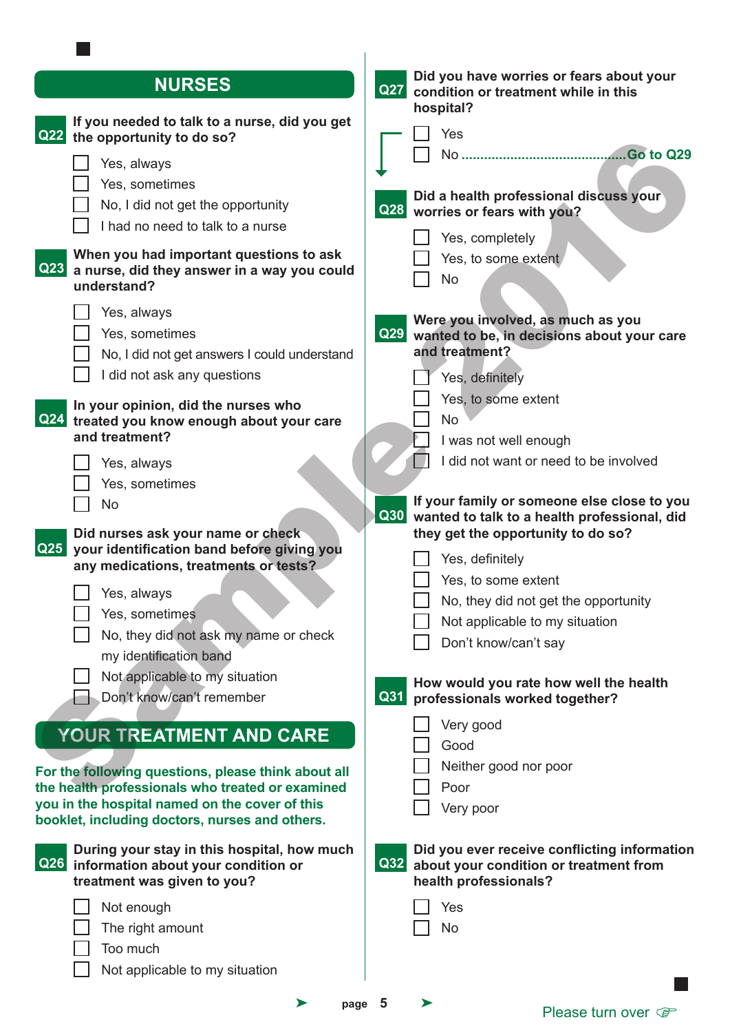## NURSES

**Q22** **If you needed to talk to a nurse, did you get the opportunity to do so?**

- ☐ Yes, always
- ☐ Yes, sometimes
- ☐ No, I did not get the opportunity
- ☐ I had no need to talk to a nurse

**Q23** **When you had important questions to ask a nurse, did they answer in a way you could understand?**

- ☐ Yes, always
- ☐ Yes, sometimes
- ☐ No, I did not get answers I could understand
- ☐ I did not ask any questions

**Q24** **In your opinion, did the nurses who treated you know enough about your care and treatment?**

- ☐ Yes, always
- ☐ Yes, sometimes
- ☐ No

**Q25** **Did nurses ask your name or check your identification band before giving you any medications, treatments or tests?**

- ☐ Yes, always
- ☐ Yes, sometimes
- ☐ No, they did not ask my name or check my identification band
- ☐ Not applicable to my situation
- ☐ Don't know/can't remember

## YOUR TREATMENT AND CARE

**For the following questions, please think about all the health professionals who treated or examined you in the hospital named on the cover of this booklet, including doctors, nurses and others.**

**Q26** **During your stay in this hospital, how much information about your condition or treatment was given to you?**

- ☐ Not enough
- ☐ The right amount
- ☐ Too much
- ☐ Not applicable to my situation

**Q27** **Did you have worries or fears about your condition or treatment while in this hospital?**

- ☐ Yes
- ☐ No ........................................ **Go to Q29**

**Q28** **Did a health professional discuss your worries or fears with you?**

- ☐ Yes, completely
- ☐ Yes, to some extent
- ☐ No

**Q29** **Were you involved, as much as you wanted to be, in decisions about your care and treatment?**

- ☐ Yes, definitely
- ☐ Yes, to some extent
- ☐ No
- ☐ I was not well enough
- ☐ I did not want or need to be involved

**Q30** **If your family or someone else close to you wanted to talk to a health professional, did they get the opportunity to do so?**

- ☐ Yes, definitely
- ☐ Yes, to some extent
- ☐ No, they did not get the opportunity
- ☐ Not applicable to my situation
- ☐ Don't know/can't say

**Q31** **How would you rate how well the health professionals worked together?**

- ☐ Very good
- ☐ Good
- ☐ Neither good nor poor
- ☐ Poor
- ☐ Very poor

**Q32** **Did you ever receive conflicting information about your condition or treatment from health professionals?**

- ☐ Yes
- ☐ No

Please turn over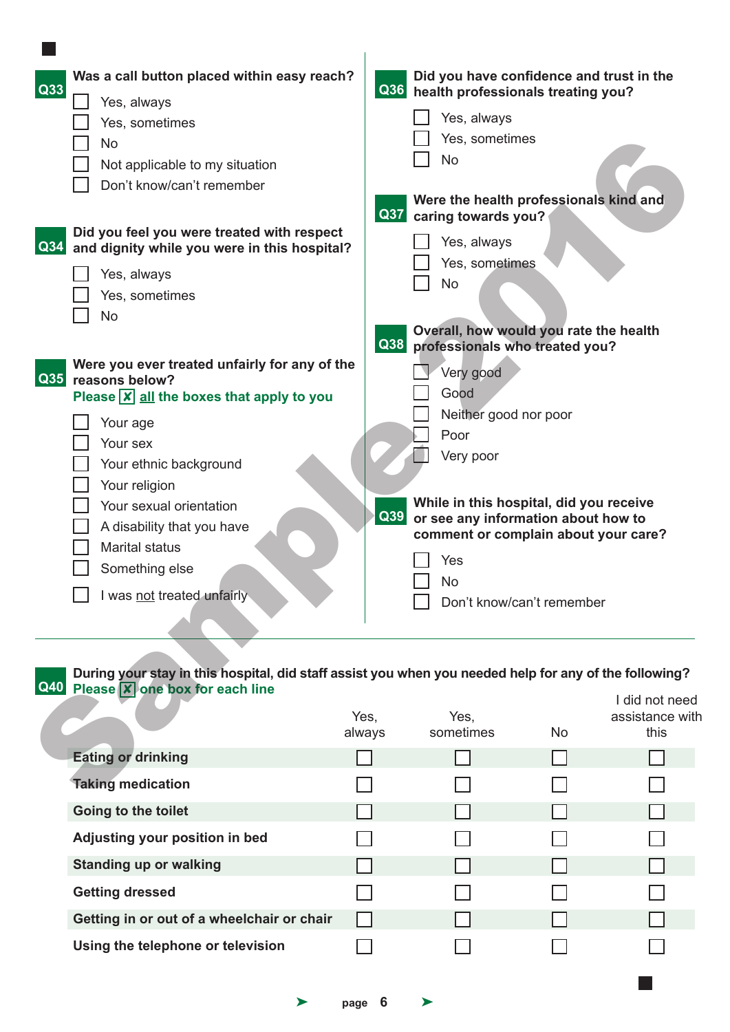**Q33** **Was a call button placed within easy reach?**

- ☐ Yes, always
- ☐ Yes, sometimes
- ☐ No
- ☐ Not applicable to my situation
- ☐ Don't know/can't remember

**Q34** **Did you feel you were treated with respect and dignity while you were in this hospital?**

- ☐ Yes, always
- ☐ Yes, sometimes
- ☐ No

**Q35** **Were you ever treated unfairly for any of the reasons below?**
**Please ☒ all the boxes that apply to you**

- ☐ Your age
- ☐ Your sex
- ☐ Your ethnic background
- ☐ Your religion
- ☐ Your sexual orientation
- ☐ A disability that you have
- ☐ Marital status
- ☐ Something else
- ☐ I was not treated unfairly

**Q36** **Did you have confidence and trust in the health professionals treating you?**

- ☐ Yes, always
- ☐ Yes, sometimes
- ☐ No

**Q37** **Were the health professionals kind and caring towards you?**

- ☐ Yes, always
- ☐ Yes, sometimes
- ☐ No

**Q38** **Overall, how would you rate the health professionals who treated you?**

- ☐ Very good
- ☐ Good
- ☐ Neither good nor poor
- ☐ Poor
- ☐ Very poor

**Q39** **While in this hospital, did you receive or see any information about how to comment or complain about your care?**

- ☐ Yes
- ☐ No
- ☐ Don't know/can't remember

**Q40** **During your stay in this hospital, did staff assist you when you needed help for any of the following?**
**Please ☒ one box for each line**

| | Yes, always | Yes, sometimes | No | I did not need assistance with this |
|---|---|---|---|---|
| **Eating or drinking** | ☐ | ☐ | ☐ | ☐ |
| **Taking medication** | ☐ | ☐ | ☐ | ☐ |
| **Going to the toilet** | ☐ | ☐ | ☐ | ☐ |
| **Adjusting your position in bed** | ☐ | ☐ | ☐ | ☐ |
| **Standing up or walking** | ☐ | ☐ | ☐ | ☐ |
| **Getting dressed** | ☐ | ☐ | ☐ | ☐ |
| **Getting in or out of a wheelchair or chair** | ☐ | ☐ | ☐ | ☐ |
| **Using the telephone or television** | ☐ | ☐ | ☐ | ☐ |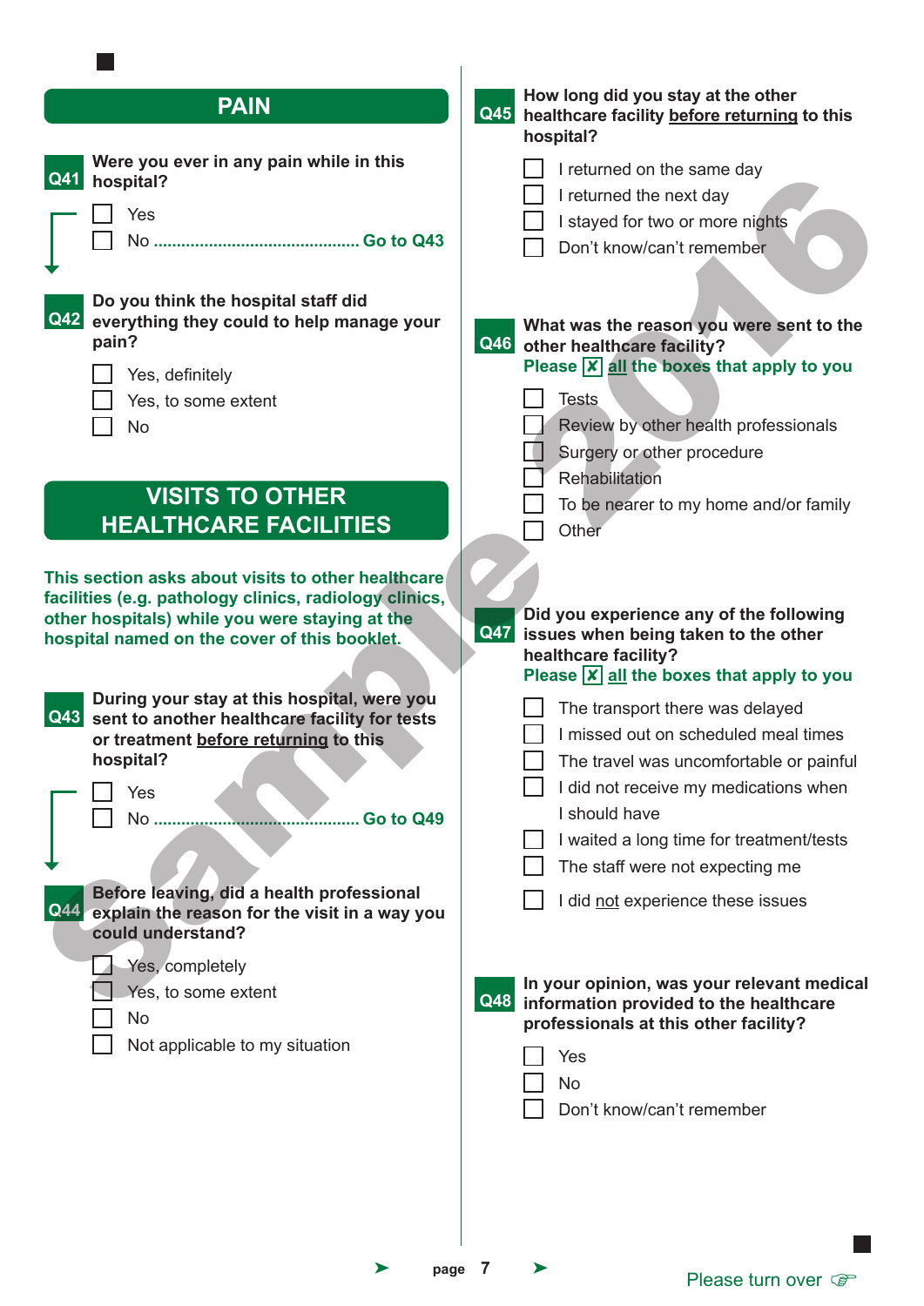## PAIN

**Q41** **Were you ever in any pain while in this hospital?**

- ☐ Yes
- ☐ No ............................................ **Go to Q43**

**Q42** **Do you think the hospital staff did everything they could to help manage your pain?**

- ☐ Yes, definitely
- ☐ Yes, to some extent
- ☐ No

## VISITS TO OTHER HEALTHCARE FACILITIES

**This section asks about visits to other healthcare facilities (e.g. pathology clinics, radiology clinics, other hospitals) while you were staying at the hospital named on the cover of this booklet.**

**Q43** **During your stay at this hospital, were you sent to another healthcare facility for tests or treatment before returning to this hospital?**

- ☐ Yes
- ☐ No ............................................ **Go to Q49**

**Q44** **Before leaving, did a health professional explain the reason for the visit in a way you could understand?**

- ☐ Yes, completely
- ☐ Yes, to some extent
- ☐ No
- ☐ Not applicable to my situation

**Q45** **How long did you stay at the other healthcare facility before returning to this hospital?**

- ☐ I returned on the same day
- ☐ I returned the next day
- ☐ I stayed for two or more nights
- ☐ Don't know/can't remember

**Q46** **What was the reason you were sent to the other healthcare facility?**
**Please ☒ all the boxes that apply to you**

- ☐ Tests
- ☐ Review by other health professionals
- ☐ Surgery or other procedure
- ☐ Rehabilitation
- ☐ To be nearer to my home and/or family
- ☐ Other

**Q47** **Did you experience any of the following issues when being taken to the other healthcare facility?**
**Please ☒ all the boxes that apply to you**

- ☐ The transport there was delayed
- ☐ I missed out on scheduled meal times
- ☐ The travel was uncomfortable or painful
- ☐ I did not receive my medications when I should have
- ☐ I waited a long time for treatment/tests
- ☐ The staff were not expecting me
- ☐ I did not experience these issues

**Q48** **In your opinion, was your relevant medical information provided to the healthcare professionals at this other facility?**

- ☐ Yes
- ☐ No
- ☐ Don't know/can't remember

Please turn over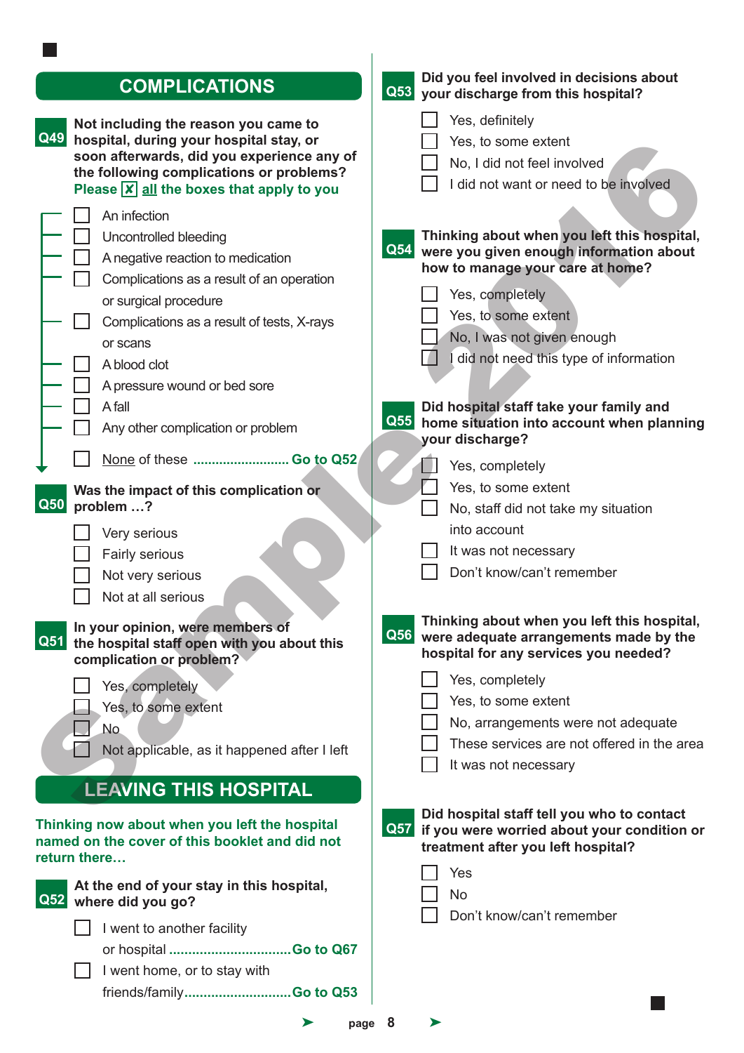## COMPLICATIONS

**Q49** **Not including the reason you came to hospital, during your hospital stay, or soon afterwards, did you experience any of the following complications or problems?**
**Please [X] all the boxes that apply to you**

- ☐ An infection
- ☐ Uncontrolled bleeding
- ☐ A negative reaction to medication
- ☐ Complications as a result of an operation or surgical procedure
- ☐ Complications as a result of tests, X-rays or scans
- ☐ A blood clot
- ☐ A pressure wound or bed sore
- ☐ A fall
- ☐ Any other complication or problem
- ☐ None of these ......................... **Go to Q52**

**Q50** **Was the impact of this complication or problem …?**

- ☐ Very serious
- ☐ Fairly serious
- ☐ Not very serious
- ☐ Not at all serious

**Q51** **In your opinion, were members of the hospital staff open with you about this complication or problem?**

- ☐ Yes, completely
- ☐ Yes, to some extent
- ☐ No
- ☐ Not applicable, as it happened after I left

## LEAVING THIS HOSPITAL

**Thinking now about when you left the hospital named on the cover of this booklet and did not return there…**

**Q52** **At the end of your stay in this hospital, where did you go?**

- ☐ I went to another facility or hospital ............................... **Go to Q67**
- ☐ I went home, or to stay with friends/family........................... **Go to Q53**

**Q53** **Did you feel involved in decisions about your discharge from this hospital?**

- ☐ Yes, definitely
- ☐ Yes, to some extent
- ☐ No, I did not feel involved
- ☐ I did not want or need to be involved

**Q54** **Thinking about when you left this hospital, were you given enough information about how to manage your care at home?**

- ☐ Yes, completely
- ☐ Yes, to some extent
- ☐ No, I was not given enough
- ☐ I did not need this type of information

**Q55** **Did hospital staff take your family and home situation into account when planning your discharge?**

- ☐ Yes, completely
- ☐ Yes, to some extent
- ☐ No, staff did not take my situation into account
- ☐ It was not necessary
- ☐ Don't know/can't remember

**Q56** **Thinking about when you left this hospital, were adequate arrangements made by the hospital for any services you needed?**

- ☐ Yes, completely
- ☐ Yes, to some extent
- ☐ No, arrangements were not adequate
- ☐ These services are not offered in the area
- ☐ It was not necessary

**Q57** **Did hospital staff tell you who to contact if you were worried about your condition or treatment after you left hospital?**

- ☐ Yes
- ☐ No
- ☐ Don't know/can't remember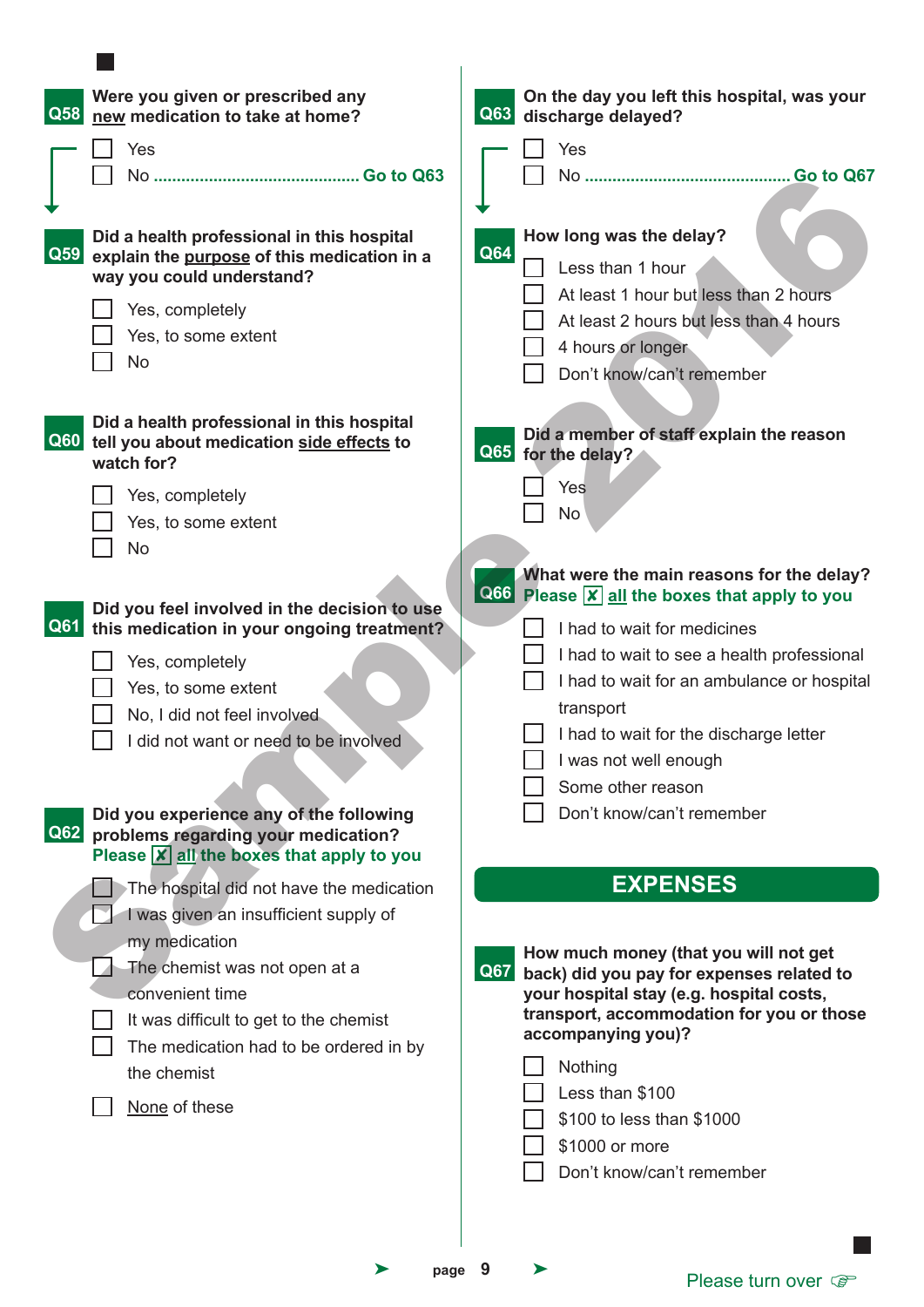**Q58** **Were you given or prescribed any new medication to take at home?**

- ☐ Yes
- ☐ No ............................................ **Go to Q63**

**Q59** **Did a health professional in this hospital explain the purpose of this medication in a way you could understand?**

- ☐ Yes, completely
- ☐ Yes, to some extent
- ☐ No

**Q60** **Did a health professional in this hospital tell you about medication side effects to watch for?**

- ☐ Yes, completely
- ☐ Yes, to some extent
- ☐ No

**Q61** **Did you feel involved in the decision to use this medication in your ongoing treatment?**

- ☐ Yes, completely
- ☐ Yes, to some extent
- ☐ No, I did not feel involved
- ☐ I did not want or need to be involved

**Q62** **Did you experience any of the following problems regarding your medication?**
**Please ☒ all the boxes that apply to you**

- ☐ The hospital did not have the medication
- ☐ I was given an insufficient supply of my medication
- ☐ The chemist was not open at a convenient time
- ☐ It was difficult to get to the chemist
- ☐ The medication had to be ordered in by the chemist
- ☐ None of these

**Q63** **On the day you left this hospital, was your discharge delayed?**

- ☐ Yes
- ☐ No ............................................ **Go to Q67**

**Q64** **How long was the delay?**

- ☐ Less than 1 hour
- ☐ At least 1 hour but less than 2 hours
- ☐ At least 2 hours but less than 4 hours
- ☐ 4 hours or longer
- ☐ Don't know/can't remember

**Q65** **Did a member of staff explain the reason for the delay?**

- ☐ Yes
- ☐ No

**Q66** **What were the main reasons for the delay?**
**Please ☒ all the boxes that apply to you**

- ☐ I had to wait for medicines
- ☐ I had to wait to see a health professional
- ☐ I had to wait for an ambulance or hospital transport
- ☐ I had to wait for the discharge letter
- ☐ I was not well enough
- ☐ Some other reason
- ☐ Don't know/can't remember

## EXPENSES

**Q67** **How much money (that you will not get back) did you pay for expenses related to your hospital stay (e.g. hospital costs, transport, accommodation for you or those accompanying you)?**

- ☐ Nothing
- ☐ Less than $100
- ☐ $100 to less than $1000
- ☐ $1000 or more
- ☐ Don't know/can't remember

Please turn over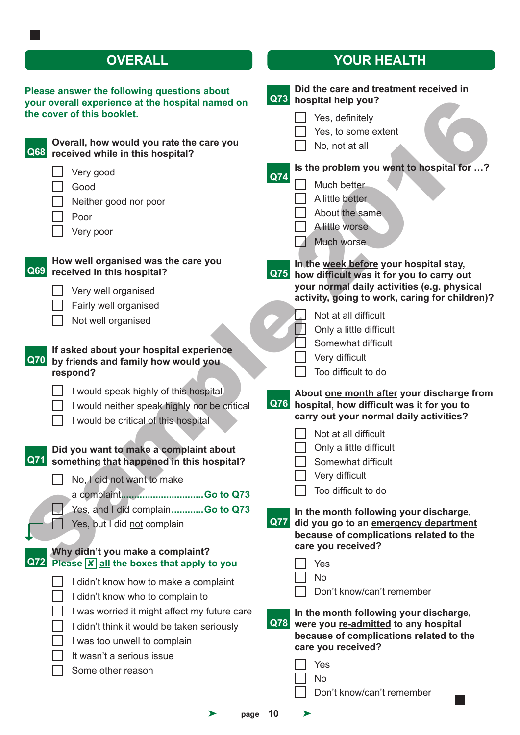## OVERALL

**Please answer the following questions about your overall experience at the hospital named on the cover of this booklet.**

**Q68 Overall, how would you rate the care you received while in this hospital?**

- ☐ Very good
- ☐ Good
- ☐ Neither good nor poor
- ☐ Poor
- ☐ Very poor

**Q69 How well organised was the care you received in this hospital?**

- ☐ Very well organised
- ☐ Fairly well organised
- ☐ Not well organised

**Q70 If asked about your hospital experience by friends and family how would you respond?**

- ☐ I would speak highly of this hospital
- ☐ I would neither speak highly nor be critical
- ☐ I would be critical of this hospital

**Q71 Did you want to make a complaint about something that happened in this hospital?**

- ☐ No, I did not want to make a complaint.............................. **Go to Q73**
- ☐ Yes, and I did complain............ **Go to Q73**
- ☐ Yes, but I did not complain

**Q72 Why didn't you make a complaint?**
**Please ☒ all the boxes that apply to you**

- ☐ I didn't know how to make a complaint
- ☐ I didn't know who to complain to
- ☐ I was worried it might affect my future care
- ☐ I didn't think it would be taken seriously
- ☐ I was too unwell to complain
- ☐ It wasn't a serious issue
- ☐ Some other reason

## YOUR HEALTH

**Q73 Did the care and treatment received in hospital help you?**

- ☐ Yes, definitely
- ☐ Yes, to some extent
- ☐ No, not at all

**Q74 Is the problem you went to hospital for …?**

- ☐ Much better
- ☐ A little better
- ☐ About the same
- ☐ A little worse
- ☐ Much worse

**Q75 In the week before your hospital stay, how difficult was it for you to carry out your normal daily activities (e.g. physical activity, going to work, caring for children)?**

- ☐ Not at all difficult
- ☐ Only a little difficult
- ☐ Somewhat difficult
- ☐ Very difficult
- ☐ Too difficult to do

**Q76 About one month after your discharge from hospital, how difficult was it for you to carry out your normal daily activities?**

- ☐ Not at all difficult
- ☐ Only a little difficult
- ☐ Somewhat difficult
- ☐ Very difficult
- ☐ Too difficult to do

**Q77 In the month following your discharge, did you go to an emergency department because of complications related to the care you received?**

- ☐ Yes
- ☐ No
- ☐ Don't know/can't remember

**Q78 In the month following your discharge, were you re-admitted to any hospital because of complications related to the care you received?**

- ☐ Yes
- ☐ No
- ☐ Don't know/can't remember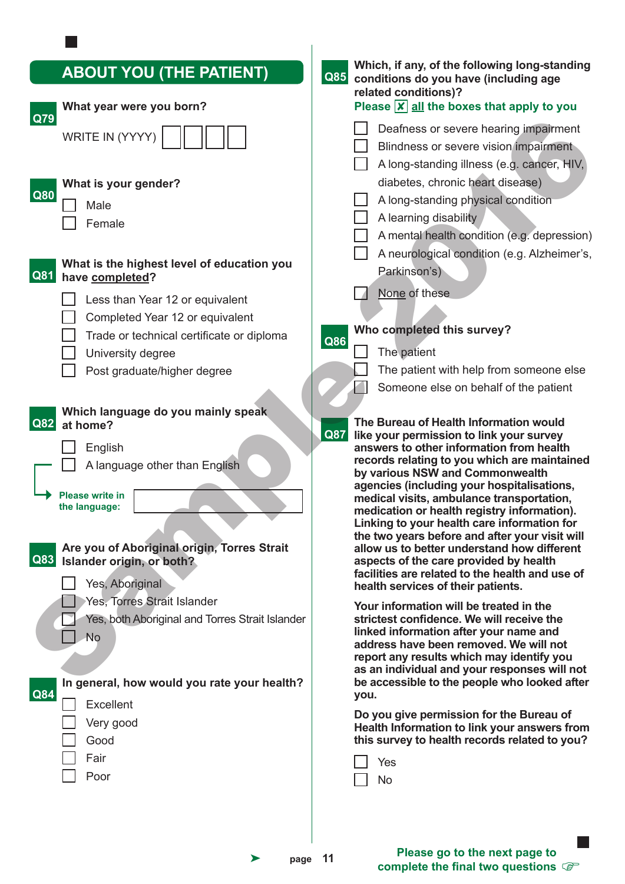## ABOUT YOU (THE PATIENT)

**Q79** **What year were you born?**

WRITE IN (YYYY) ☐☐☐☐

**Q80** **What is your gender?**

- ☐ Male
- ☐ Female

**Q81** **What is the highest level of education you have completed?**

- ☐ Less than Year 12 or equivalent
- ☐ Completed Year 12 or equivalent
- ☐ Trade or technical certificate or diploma
- ☐ University degree
- ☐ Post graduate/higher degree

**Q82** **Which language do you mainly speak at home?**

- ☐ English
- ☐ A language other than English

**Please write in the language:** ____________________

**Q83** **Are you of Aboriginal origin, Torres Strait Islander origin, or both?**

- ☐ Yes, Aboriginal
- ☐ Yes, Torres Strait Islander
- ☐ Yes, both Aboriginal and Torres Strait Islander
- ☐ No

**Q84** **In general, how would you rate your health?**

- ☐ Excellent
- ☐ Very good
- ☐ Good
- ☐ Fair
- ☐ Poor

**Q85** **Which, if any, of the following long-standing conditions do you have (including age related conditions)?**

**Please ☒ all the boxes that apply to you**

- ☐ Deafness or severe hearing impairment
- ☐ Blindness or severe vision impairment
- ☐ A long-standing illness (e.g. cancer, HIV, diabetes, chronic heart disease)
- ☐ A long-standing physical condition
- ☐ A learning disability
- ☐ A mental health condition (e.g. depression)
- ☐ A neurological condition (e.g. Alzheimer's, Parkinson's)
- ☐ None of these

**Q86** **Who completed this survey?**

- ☐ The patient
- ☐ The patient with help from someone else
- ☐ Someone else on behalf of the patient

**Q87** **The Bureau of Health Information would like your permission to link your survey answers to other information from health records relating to you which are maintained by various NSW and Commonwealth agencies (including your hospitalisations, medical visits, ambulance transportation, medication or health registry information). Linking to your health care information for the two years before and after your visit will allow us to better understand how different aspects of the care provided by health facilities are related to the health and use of health services of their patients.**

**Your information will be treated in the strictest confidence. We will receive the linked information after your name and address have been removed. We will not report any results which may identify you as an individual and your responses will not be accessible to the people who looked after you.**

**Do you give permission for the Bureau of Health Information to link your answers from this survey to health records related to you?**

- ☐ Yes
- ☐ No

**Please go to the next page to complete the final two questions**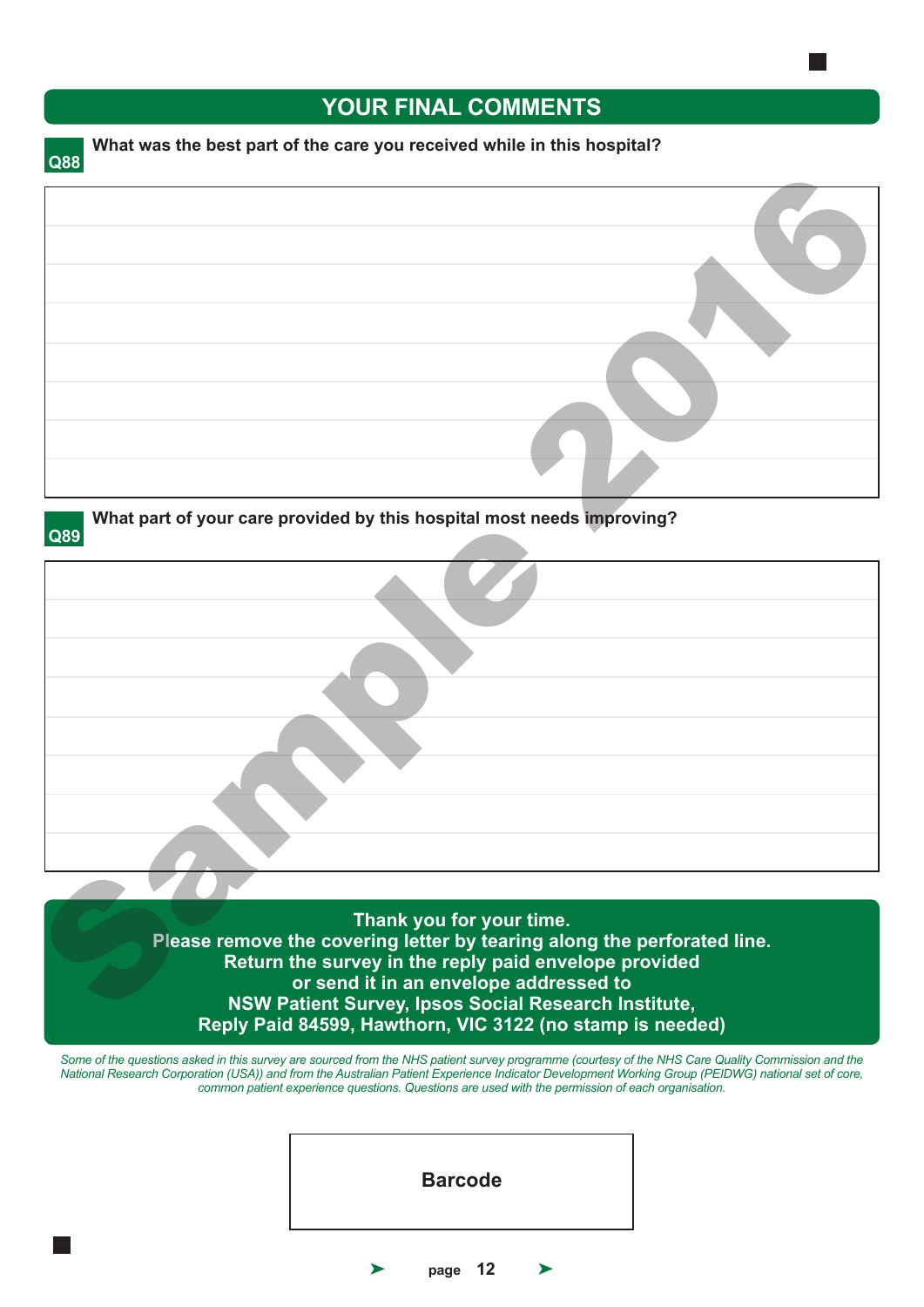# YOUR FINAL COMMENTS

**Q88** **What was the best part of the care you received while in this hospital?**

**Q89** **What part of your care provided by this hospital most needs improving?**

**Thank you for your time.**
**Please remove the covering letter by tearing along the perforated line.**
**Return the survey in the reply paid envelope provided**
**or send it in an envelope addressed to**
**NSW Patient Survey, Ipsos Social Research Institute,**
**Reply Paid 84599, Hawthorn, VIC 3122 (no stamp is needed)**

*Some of the questions asked in this survey are sourced from the NHS patient survey programme (courtesy of the NHS Care Quality Commission and the National Research Corporation (USA)) and from the Australian Patient Experience Indicator Development Working Group (PEIDWG) national set of core, common patient experience questions. Questions are used with the permission of each organisation.*

**Barcode**

Sample 2016